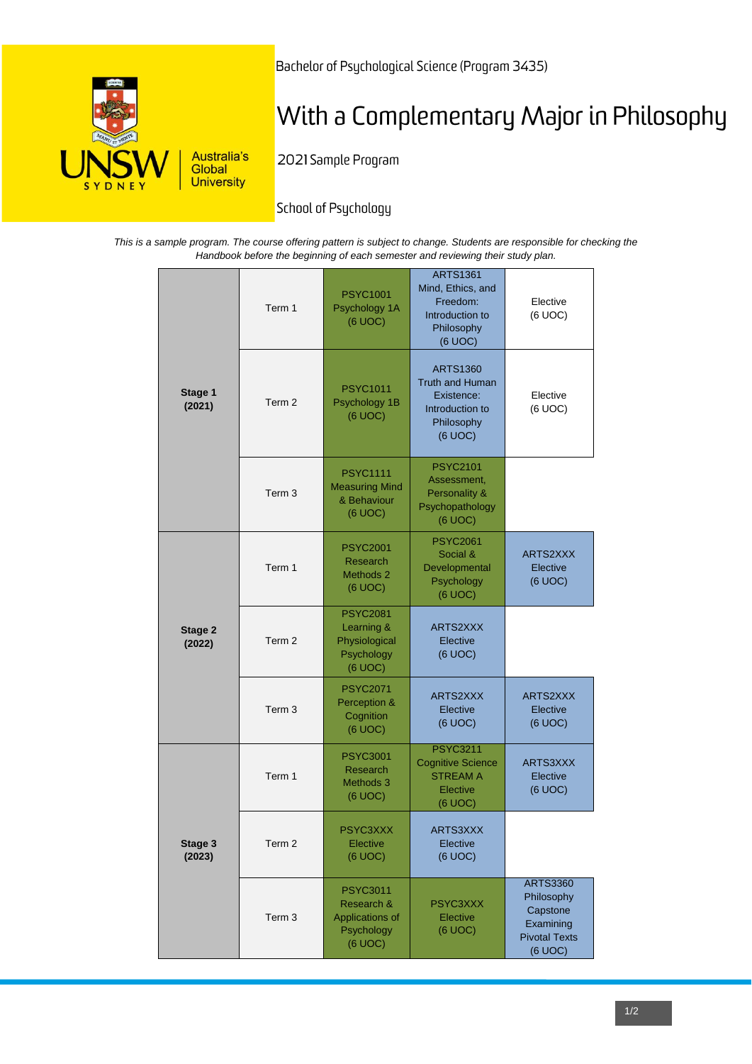Bachelor of Psychological Science (Program 3435)

# With a Complementary Major in Philosophy

2021 Sample Program

School of Psychology

*This is a sample program. The course offering pattern is subject to change. Students are responsible for checking the Handbook before the beginning of each semester and reviewing their study plan.*

| Stage | Term | | | |
|---|---|---|---|---|
| **Stage 1 (2021)** | Term 1 | PSYC1001 Psychology 1A (6 UOC) | ARTS1361 Mind, Ethics, and Freedom: Introduction to Philosophy (6 UOC) | Elective (6 UOC) |
| | Term 2 | PSYC1011 Psychology 1B (6 UOC) | ARTS1360 Truth and Human Existence: Introduction to Philosophy (6 UOC) | Elective (6 UOC) |
| | Term 3 | PSYC1111 Measuring Mind & Behaviour (6 UOC) | PSYC2101 Assessment, Personality & Psychopathology (6 UOC) | |
| **Stage 2 (2022)** | Term 1 | PSYC2001 Research Methods 2 (6 UOC) | PSYC2061 Social & Developmental Psychology (6 UOC) | ARTS2XXX Elective (6 UOC) |
| | Term 2 | PSYC2081 Learning & Physiological Psychology (6 UOC) | ARTS2XXX Elective (6 UOC) | |
| | Term 3 | PSYC2071 Perception & Cognition (6 UOC) | ARTS2XXX Elective (6 UOC) | ARTS2XXX Elective (6 UOC) |
| **Stage 3 (2023)** | Term 1 | PSYC3001 Research Methods 3 (6 UOC) | PSYC3211 Cognitive Science STREAM A Elective (6 UOC) | ARTS3XXX Elective (6 UOC) |
| | Term 2 | PSYC3XXX Elective (6 UOC) | ARTS3XXX Elective (6 UOC) | |
| | Term 3 | PSYC3011 Research & Applications of Psychology (6 UOC) | PSYC3XXX Elective (6 UOC) | ARTS3360 Philosophy Capstone Examining Pivotal Texts (6 UOC) |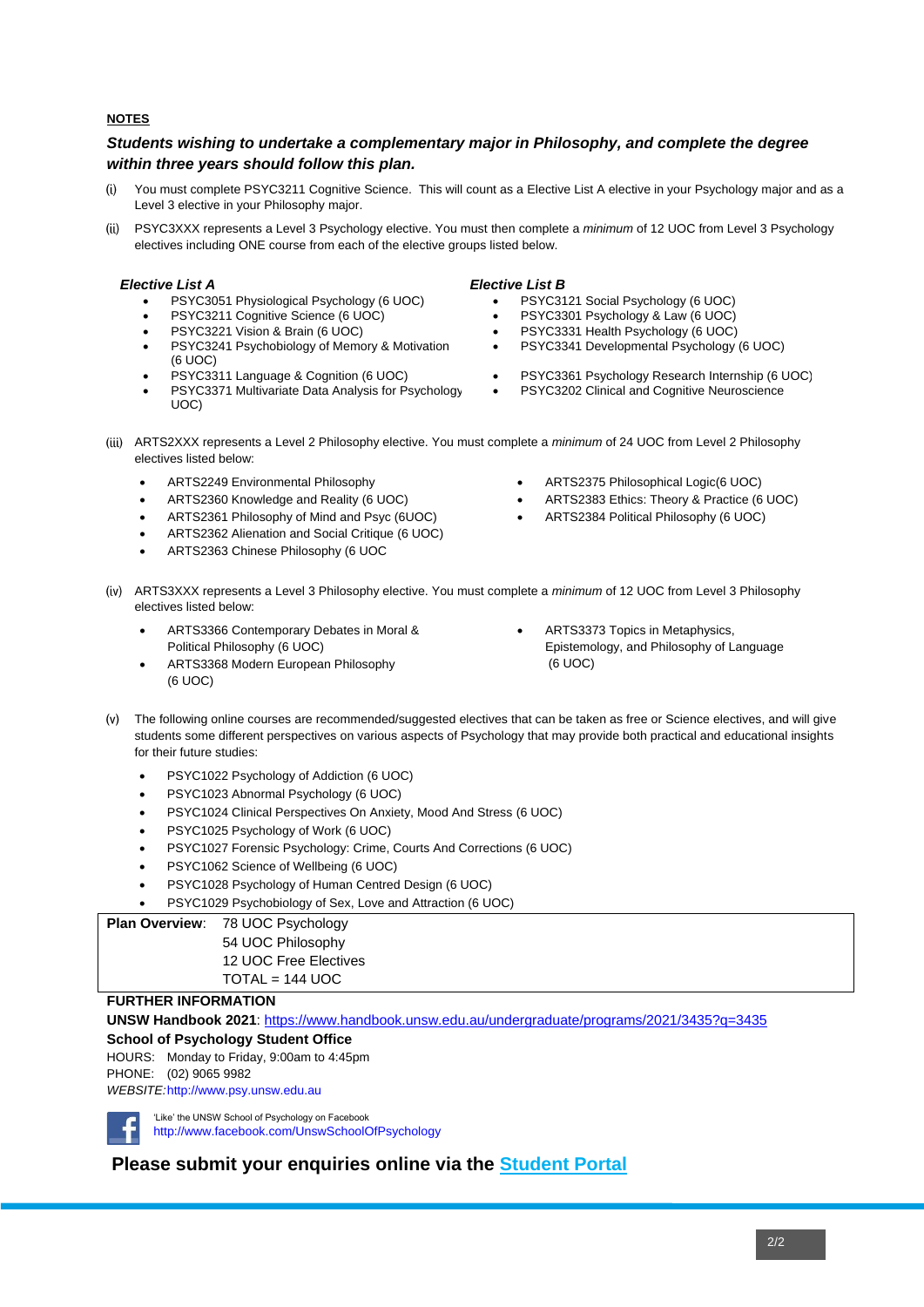**NOTES**

***Students wishing to undertake a complementary major in Philosophy, and complete the degree within three years should follow this plan.***

(i) You must complete PSYC3211 Cognitive Science. This will count as a Elective List A elective in your Psychology major and as a Level 3 elective in your Philosophy major.

(ii) PSYC3XXX represents a Level 3 Psychology elective. You must then complete a *minimum* of 12 UOC from Level 3 Psychology electives including ONE course from each of the elective groups listed below.

***Elective List A***

- PSYC3051 Physiological Psychology (6 UOC)
- PSYC3211 Cognitive Science (6 UOC)
- PSYC3221 Vision & Brain (6 UOC)
- PSYC3241 Psychobiology of Memory & Motivation (6 UOC)
- PSYC3311 Language & Cognition (6 UOC)
- PSYC3371 Multivariate Data Analysis for Psychology UOC)

***Elective List B***

- PSYC3121 Social Psychology (6 UOC)
- PSYC3301 Psychology & Law (6 UOC)
- PSYC3331 Health Psychology (6 UOC)
- PSYC3341 Developmental Psychology (6 UOC)
- PSYC3361 Psychology Research Internship (6 UOC)
- PSYC3202 Clinical and Cognitive Neuroscience

(iii) ARTS2XXX represents a Level 2 Philosophy elective. You must complete a *minimum* of 24 UOC from Level 2 Philosophy electives listed below:

- ARTS2249 Environmental Philosophy
- ARTS2360 Knowledge and Reality (6 UOC)
- ARTS2361 Philosophy of Mind and Psyc (6UOC)
- ARTS2362 Alienation and Social Critique (6 UOC)
- ARTS2363 Chinese Philosophy (6 UOC
- ARTS2375 Philosophical Logic(6 UOC)
- ARTS2383 Ethics: Theory & Practice (6 UOC)
- ARTS2384 Political Philosophy (6 UOC)

(iv) ARTS3XXX represents a Level 3 Philosophy elective. You must complete a *minimum* of 12 UOC from Level 3 Philosophy electives listed below:

- ARTS3366 Contemporary Debates in Moral & Political Philosophy (6 UOC)
- ARTS3368 Modern European Philosophy (6 UOC)
- ARTS3373 Topics in Metaphysics, Epistemology, and Philosophy of Language (6 UOC)

(v) The following online courses are recommended/suggested electives that can be taken as free or Science electives, and will give students some different perspectives on various aspects of Psychology that may provide both practical and educational insights for their future studies:

- PSYC1022 Psychology of Addiction (6 UOC)
- PSYC1023 Abnormal Psychology (6 UOC)
- PSYC1024 Clinical Perspectives On Anxiety, Mood And Stress (6 UOC)
- PSYC1025 Psychology of Work (6 UOC)
- PSYC1027 Forensic Psychology: Crime, Courts And Corrections (6 UOC)
- PSYC1062 Science of Wellbeing (6 UOC)
- PSYC1028 Psychology of Human Centred Design (6 UOC)
- PSYC1029 Psychobiology of Sex, Love and Attraction (6 UOC)

**Plan Overview**: 78 UOC Psychology
54 UOC Philosophy
12 UOC Free Electives
TOTAL = 144 UOC

**FURTHER INFORMATION**

**UNSW Handbook 2021**: https://www.handbook.unsw.edu.au/undergraduate/programs/2021/3435?q=3435

**School of Psychology Student Office**

HOURS: Monday to Friday, 9:00am to 4:45pm
PHONE: (02) 9065 9982
*WEBSITE:* http://www.psy.unsw.edu.au

'Like' the UNSW School of Psychology on Facebook
http://www.facebook.com/UnswSchoolOfPsychology

**Please submit your enquiries online via the Student Portal**